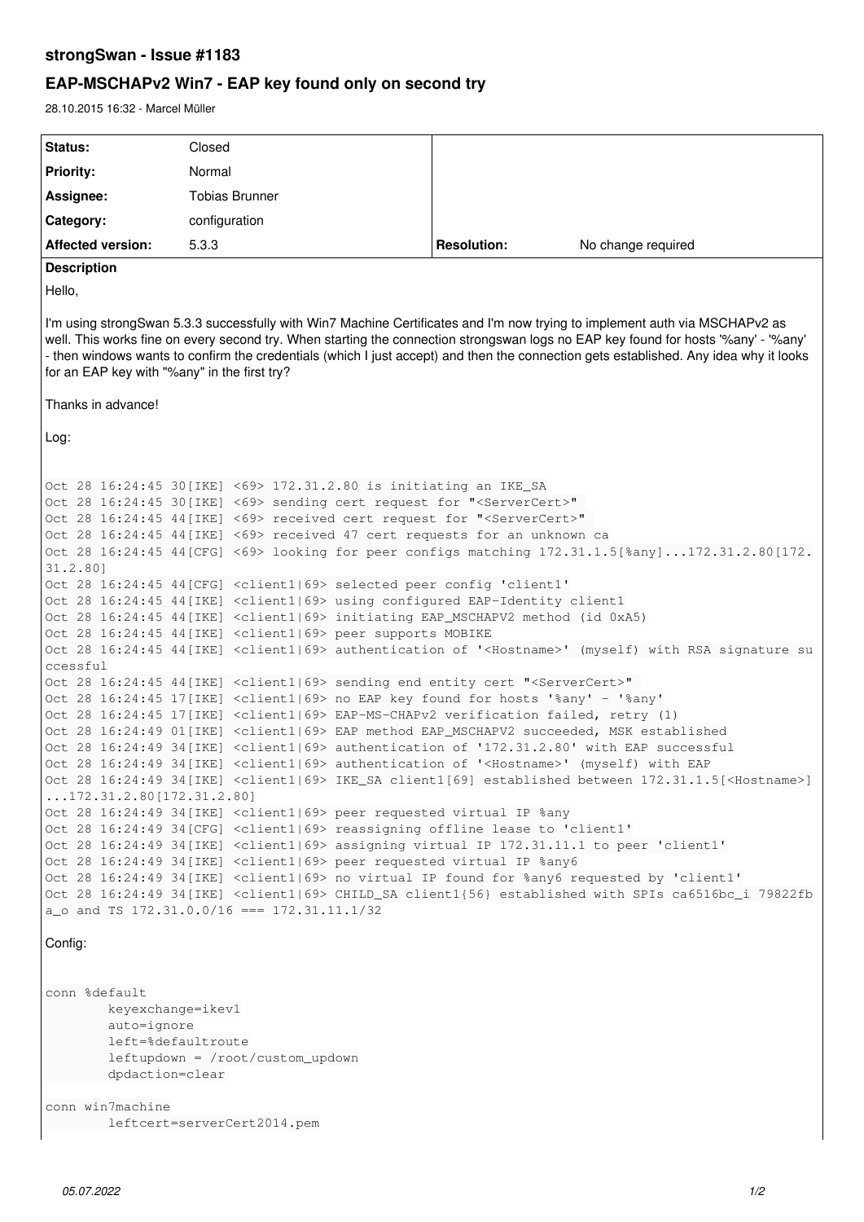# strongSwan - Issue #1183

## EAP-MSCHAPv2 Win7 - EAP key found only on second try

28.10.2015 16:32 - Marcel Müller

| Status: | Closed | | |
|---|---|---|---|
| Priority: | Normal | | |
| Assignee: | Tobias Brunner | | |
| Category: | configuration | | |
| Affected version: | 5.3.3 | Resolution: | No change required |

**Description**

Hello,

I'm using strongSwan 5.3.3 successfully with Win7 Machine Certificates and I'm now trying to implement auth via MSCHAPv2 as well. This works fine on every second try. When starting the connection strongswan logs no EAP key found for hosts '%any' - '%any' - then windows wants to confirm the credentials (which I just accept) and then the connection gets established. Any idea why it looks for an EAP key with "%any" in the first try?

Thanks in advance!

Log:

```
Oct 28 16:24:45 30[IKE] <69> 172.31.2.80 is initiating an IKE_SA
Oct 28 16:24:45 30[IKE] <69> sending cert request for "<ServerCert>"
Oct 28 16:24:45 44[IKE] <69> received cert request for "<ServerCert>"
Oct 28 16:24:45 44[IKE] <69> received 47 cert requests for an unknown ca
Oct 28 16:24:45 44[CFG] <69> looking for peer configs matching 172.31.1.5[%any]...172.31.2.80[172.
31.2.80]
Oct 28 16:24:45 44[CFG] <client1|69> selected peer config 'client1'
Oct 28 16:24:45 44[IKE] <client1|69> using configured EAP-Identity client1
Oct 28 16:24:45 44[IKE] <client1|69> initiating EAP_MSCHAPV2 method (id 0xA5)
Oct 28 16:24:45 44[IKE] <client1|69> peer supports MOBIKE
Oct 28 16:24:45 44[IKE] <client1|69> authentication of '<Hostname>' (myself) with RSA signature su
ccessful
Oct 28 16:24:45 44[IKE] <client1|69> sending end entity cert "<ServerCert>"
Oct 28 16:24:45 17[IKE] <client1|69> no EAP key found for hosts '%any' - '%any'
Oct 28 16:24:45 17[IKE] <client1|69> EAP-MS-CHAPv2 verification failed, retry (1)
Oct 28 16:24:49 01[IKE] <client1|69> EAP method EAP_MSCHAPV2 succeeded, MSK established
Oct 28 16:24:49 34[IKE] <client1|69> authentication of '172.31.2.80' with EAP successful
Oct 28 16:24:49 34[IKE] <client1|69> authentication of '<Hostname>' (myself) with EAP
Oct 28 16:24:49 34[IKE] <client1|69> IKE_SA client1[69] established between 172.31.1.5[<Hostname>]
...172.31.2.80[172.31.2.80]
Oct 28 16:24:49 34[IKE] <client1|69> peer requested virtual IP %any
Oct 28 16:24:49 34[CFG] <client1|69> reassigning offline lease to 'client1'
Oct 28 16:24:49 34[IKE] <client1|69> assigning virtual IP 172.31.11.1 to peer 'client1'
Oct 28 16:24:49 34[IKE] <client1|69> peer requested virtual IP %any6
Oct 28 16:24:49 34[IKE] <client1|69> no virtual IP found for %any6 requested by 'client1'
Oct 28 16:24:49 34[IKE] <client1|69> CHILD_SA client1{56} established with SPIs ca6516bc_i 79822fb
a_o and TS 172.31.0.0/16 === 172.31.11.1/32
```

Config:

```
conn %default
        keyexchange=ikev1
        auto=ignore
        left=%defaultroute
        leftupdown = /root/custom_updown
        dpdaction=clear

conn win7machine
        leftcert=serverCert2014.pem
```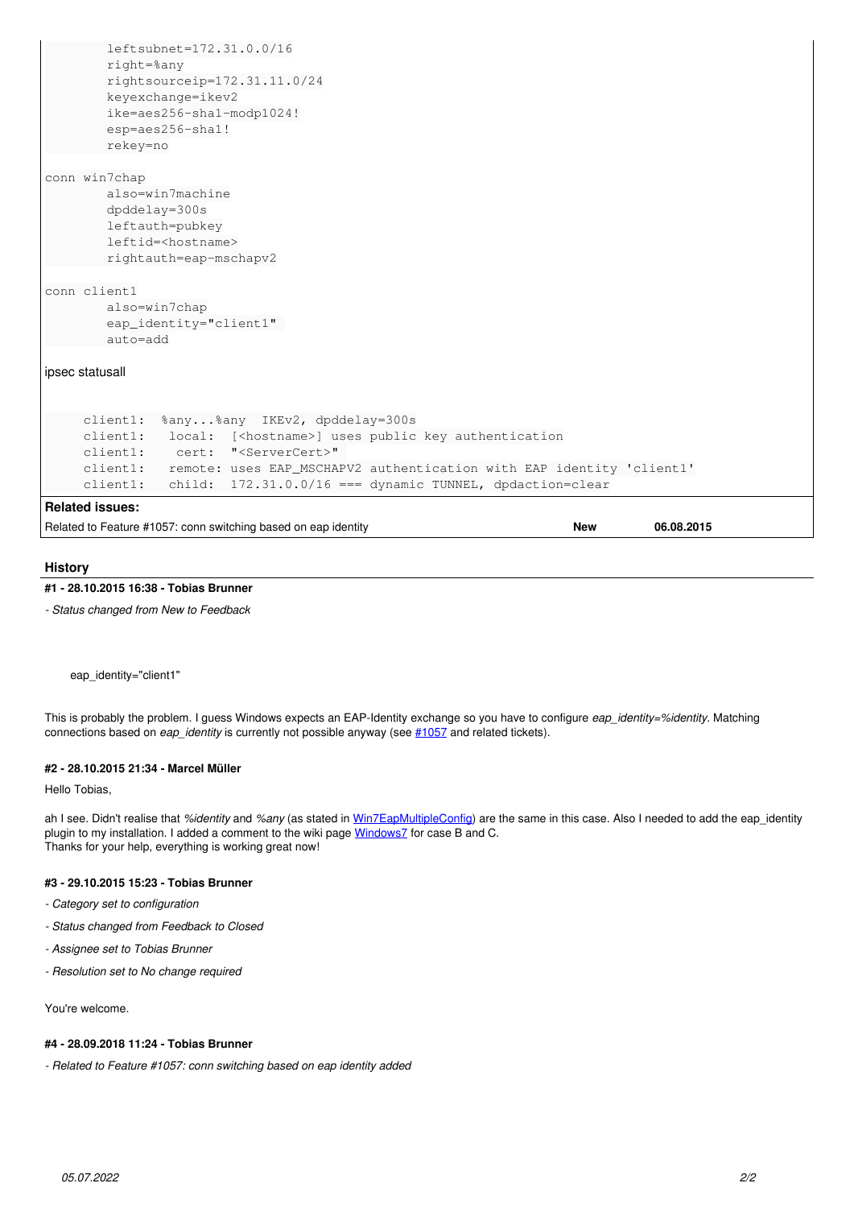```
        leftsubnet=172.31.0.0/16
        right=%any
        rightsourceip=172.31.11.0/24
        keyexchange=ikev2
        ike=aes256-sha1-modp1024!
        esp=aes256-sha1!
        rekey=no

conn win7chap
        also=win7machine
        dpddelay=300s
        leftauth=pubkey
        leftid=<hostname>
        rightauth=eap-mschapv2

conn client1
        also=win7chap
        eap_identity="client1"
        auto=add
```

ipsec statusall

```
     client1:  %any...%any  IKEv2, dpddelay=300s
     client1:   local:  [<hostname>] uses public key authentication
     client1:    cert:  "<ServerCert>"
     client1:   remote: uses EAP_MSCHAPV2 authentication with EAP identity 'client1'
     client1:   child:  172.31.0.0/16 === dynamic TUNNEL, dpdaction=clear
```

**Related issues:**

| | | |
|---|---|---|
| Related to Feature #1057: conn switching based on eap identity | **New** | **06.08.2015** |

## History

#### #1 - 28.10.2015 16:38 - Tobias Brunner

*- Status changed from New to Feedback*

> eap_identity="client1"

This is probably the problem. I guess Windows expects an EAP-Identity exchange so you have to configure *eap_identity=%identity*. Matching connections based on *eap_identity* is currently not possible anyway (see #1057 and related tickets).

#### #2 - 28.10.2015 21:34 - Marcel Müller

Hello Tobias,

ah I see. Didn't realise that *%identity* and *%any* (as stated in Win7EapMultipleConfig) are the same in this case. Also I needed to add the eap_identity plugin to my installation. I added a comment to the wiki page Windows7 for case B and C.
Thanks for your help, everything is working great now!

#### #3 - 29.10.2015 15:23 - Tobias Brunner

*- Category set to configuration*

*- Status changed from Feedback to Closed*

*- Assignee set to Tobias Brunner*

*- Resolution set to No change required*

You're welcome.

#### #4 - 28.09.2018 11:24 - Tobias Brunner

*- Related to Feature #1057: conn switching based on eap identity added*